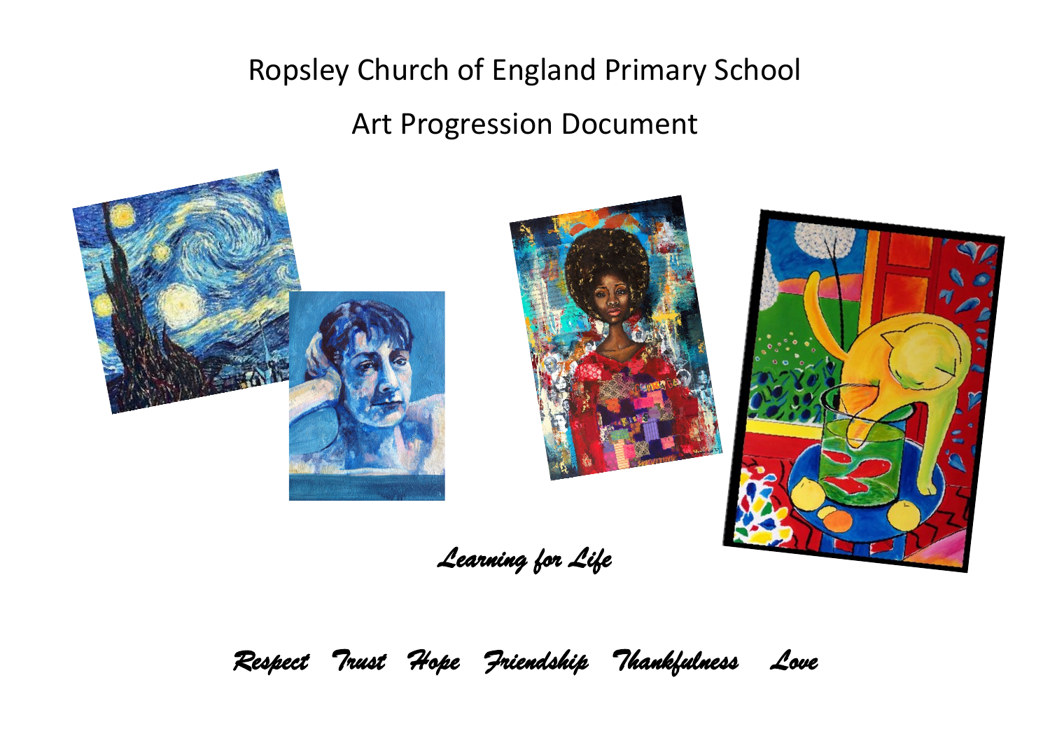# Ropsley Church of England Primary School

## Art Progression Document

*Learning for Life*

*Respect Trust Hope Friendship Thankfulness Love*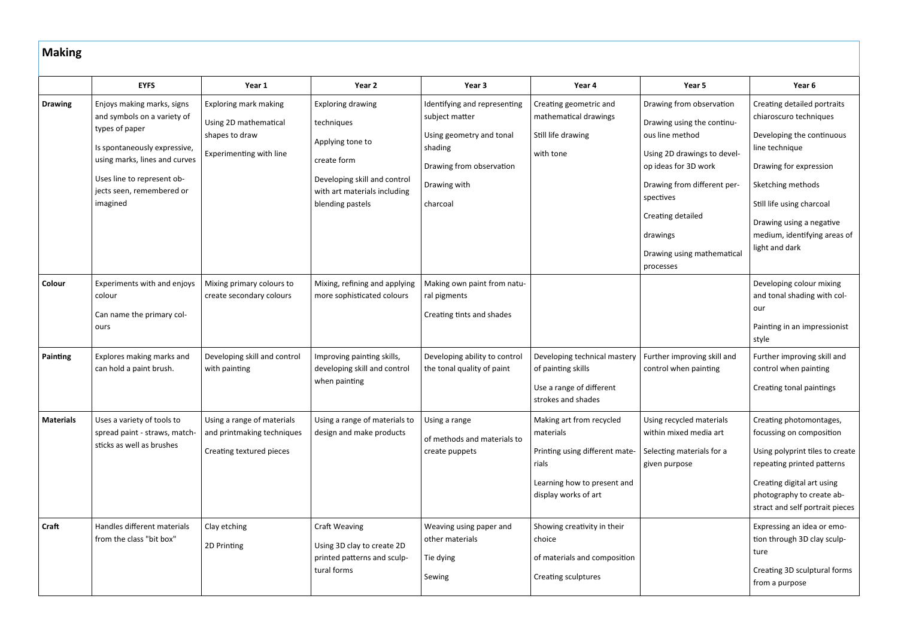## Making

| | EYFS | Year 1 | Year 2 | Year 3 | Year 4 | Year 5 | Year 6 |
|---|---|---|---|---|---|---|---|
| **Drawing** | Enjoys making marks, signs and symbols on a variety of types of paper<br><br>Is spontaneously expressive, using marks, lines and curves<br><br>Uses line to represent objects seen, remembered or imagined | Exploring mark making<br><br>Using 2D mathematical shapes to draw<br><br>Experimenting with line | Exploring drawing<br><br>techniques<br><br>Applying tone to<br><br>create form<br><br>Developing skill and control with art materials including blending pastels | Identifying and representing subject matter<br><br>Using geometry and tonal shading<br><br>Drawing from observation<br><br>Drawing with<br><br>charcoal | Creating geometric and mathematical drawings<br><br>Still life drawing<br><br>with tone | Drawing from observation<br><br>Drawing using the continuous line method<br><br>Using 2D drawings to develop ideas for 3D work<br><br>Drawing from different perspectives<br><br>Creating detailed<br><br>drawings<br><br>Drawing using mathematical processes | Creating detailed portraits chiaroscuro techniques<br><br>Developing the continuous line technique<br><br>Drawing for expression<br><br>Sketching methods<br><br>Still life using charcoal<br><br>Drawing using a negative medium, identifying areas of light and dark |
| **Colour** | Experiments with and enjoys colour<br><br>Can name the primary colours | Mixing primary colours to create secondary colours | Mixing, refining and applying more sophisticated colours | Making own paint from natural pigments<br><br>Creating tints and shades | | | Developing colour mixing and tonal shading with colour<br><br>Painting in an impressionist style |
| **Painting** | Explores making marks and can hold a paint brush. | Developing skill and control with painting | Improving painting skills, developing skill and control when painting | Developing ability to control the tonal quality of paint | Developing technical mastery of painting skills<br><br>Use a range of different strokes and shades | Further improving skill and control when painting | Further improving skill and control when painting<br><br>Creating tonal paintings |
| **Materials** | Uses a variety of tools to spread paint - straws, matchsticks as well as brushes | Using a range of materials and printmaking techniques<br><br>Creating textured pieces | Using a range of materials to design and make products | Using a range<br><br>of methods and materials to create puppets | Making art from recycled materials<br><br>Printing using different materials<br><br>Learning how to present and display works of art | Using recycled materials within mixed media art<br><br>Selecting materials for a given purpose | Creating photomontages, focussing on composition<br><br>Using polyprint tiles to create repeating printed patterns<br><br>Creating digital art using photography to create abstract and self portrait pieces |
| **Craft** | Handles different materials from the class "bit box" | Clay etching<br><br>2D Printing | Craft Weaving<br><br>Using 3D clay to create 2D printed patterns and sculptural forms | Weaving using paper and other materials<br><br>Tie dying<br><br>Sewing | Showing creativity in their choice<br><br>of materials and composition<br><br>Creating sculptures | | Expressing an idea or emotion through 3D clay sculpture<br><br>Creating 3D sculptural forms from a purpose |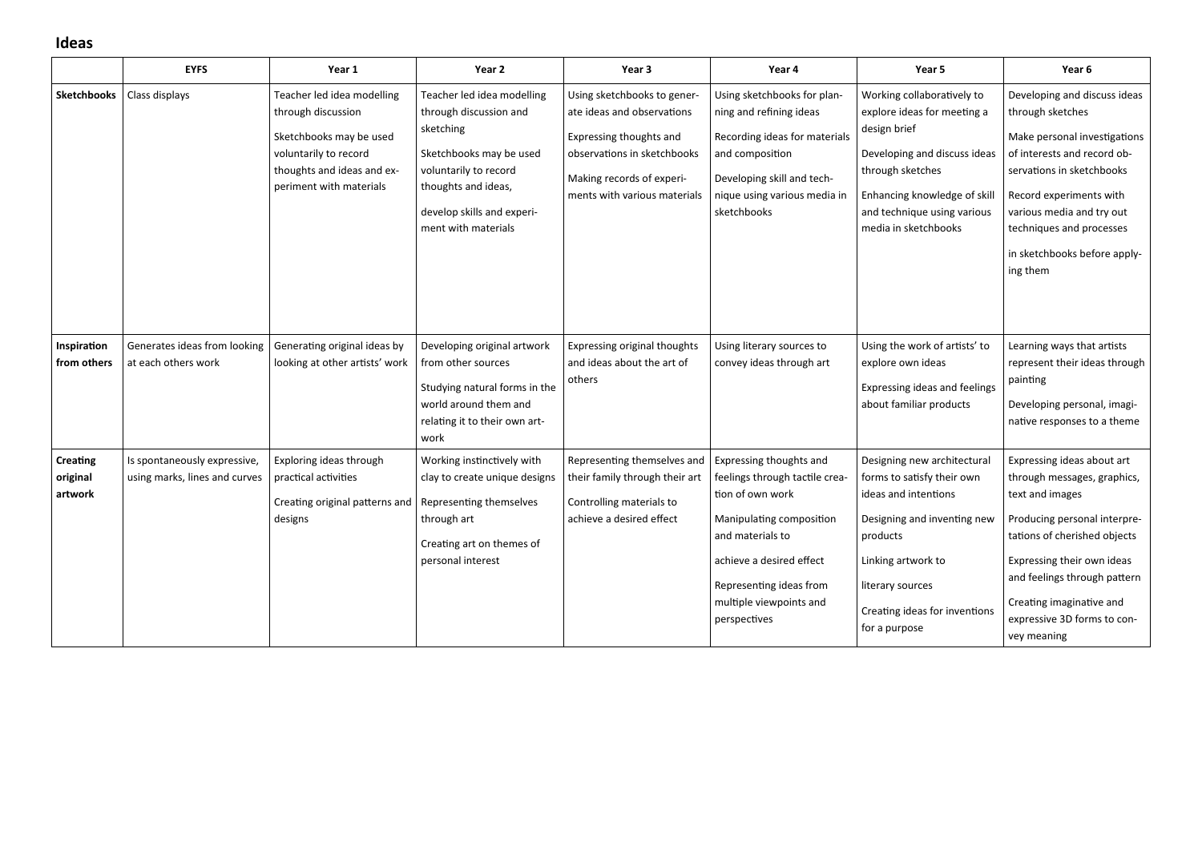## Ideas

| | EYFS | Year 1 | Year 2 | Year 3 | Year 4 | Year 5 | Year 6 |
|---|---|---|---|---|---|---|---|
| **Sketchbooks** | Class displays | Teacher led idea modelling through discussion<br><br>Sketchbooks may be used voluntarily to record thoughts and ideas and experiment with materials | Teacher led idea modelling through discussion and sketching<br><br>Sketchbooks may be used voluntarily to record thoughts and ideas,<br><br>develop skills and experiment with materials | Using sketchbooks to generate ideas and observations<br><br>Expressing thoughts and observations in sketchbooks<br><br>Making records of experiments with various materials | Using sketchbooks for planning and refining ideas<br><br>Recording ideas for materials and composition<br><br>Developing skill and technique using various media in sketchbooks | Working collaboratively to explore ideas for meeting a design brief<br><br>Developing and discuss ideas through sketches<br><br>Enhancing knowledge of skill and technique using various media in sketchbooks | Developing and discuss ideas through sketches<br><br>Make personal investigations of interests and record observations in sketchbooks<br><br>Record experiments with various media and try out techniques and processes<br><br>in sketchbooks before applying them |
| **Inspiration from others** | Generates ideas from looking at each others work | Generating original ideas by looking at other artists' work | Developing original artwork from other sources<br><br>Studying natural forms in the world around them and relating it to their own artwork | Expressing original thoughts and ideas about the art of others | Using literary sources to convey ideas through art | Using the work of artists' to explore own ideas<br><br>Expressing ideas and feelings about familiar products | Learning ways that artists represent their ideas through painting<br><br>Developing personal, imaginative responses to a theme |
| **Creating original artwork** | Is spontaneously expressive, using marks, lines and curves | Exploring ideas through practical activities<br><br>Creating original patterns and designs | Working instinctively with clay to create unique designs<br><br>Representing themselves through art<br><br>Creating art on themes of personal interest | Representing themselves and their family through their art<br><br>Controlling materials to achieve a desired effect | Expressing thoughts and feelings through tactile creation of own work<br><br>Manipulating composition and materials to<br><br>achieve a desired effect<br><br>Representing ideas from multiple viewpoints and perspectives | Designing new architectural forms to satisfy their own ideas and intentions<br><br>Designing and inventing new products<br><br>Linking artwork to<br><br>literary sources<br><br>Creating ideas for inventions for a purpose | Expressing ideas about art through messages, graphics, text and images<br><br>Producing personal interpretations of cherished objects<br><br>Expressing their own ideas and feelings through pattern<br><br>Creating imaginative and expressive 3D forms to convey meaning |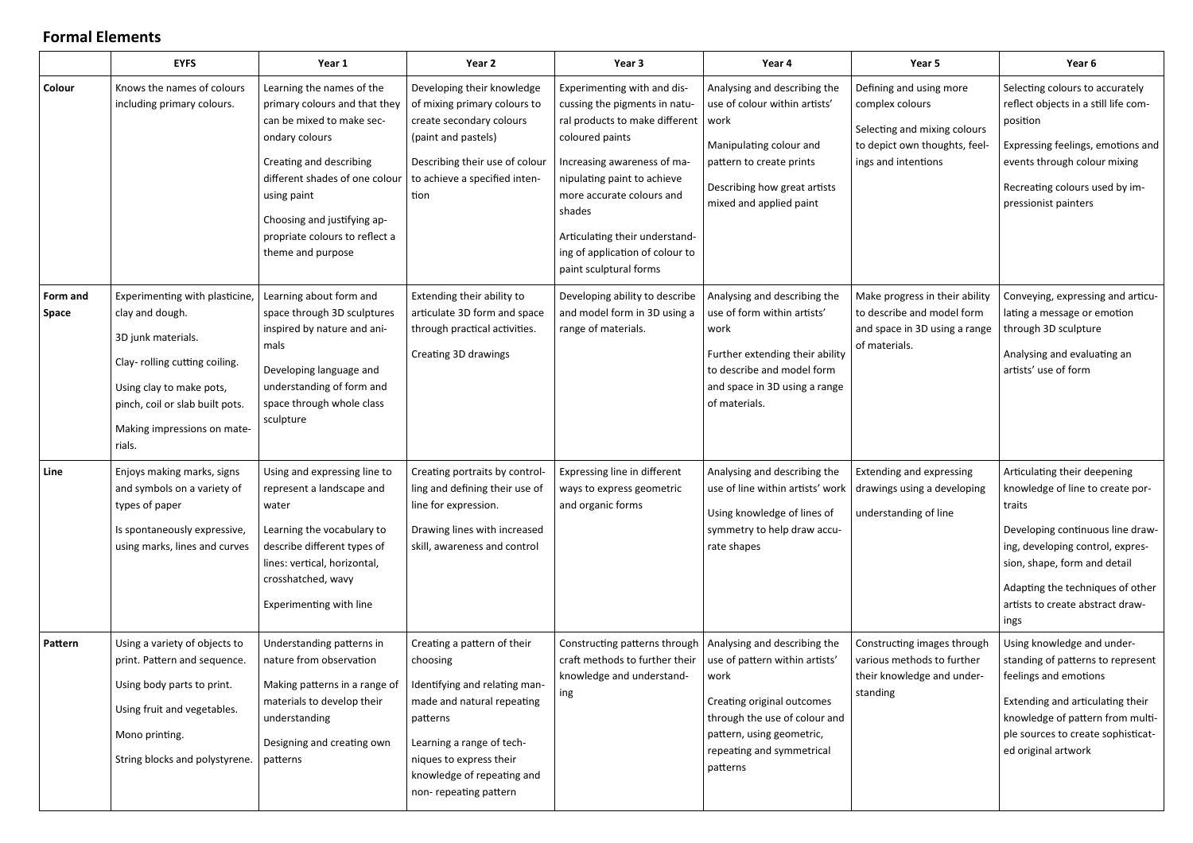## Formal Elements

| | EYFS | Year 1 | Year 2 | Year 3 | Year 4 | Year 5 | Year 6 |
|---|---|---|---|---|---|---|---|
| **Colour** | Knows the names of colours including primary colours. | Learning the names of the primary colours and that they can be mixed to make secondary colours<br><br>Creating and describing different shades of one colour using paint<br><br>Choosing and justifying appropriate colours to reflect a theme and purpose | Developing their knowledge of mixing primary colours to create secondary colours (paint and pastels)<br><br>Describing their use of colour to achieve a specified intention | Experimenting with and discussing the pigments in natural products to make different coloured paints<br><br>Increasing awareness of manipulating paint to achieve more accurate colours and shades<br><br>Articulating their understanding of application of colour to paint sculptural forms | Analysing and describing the use of colour within artists' work<br><br>Manipulating colour and pattern to create prints<br><br>Describing how great artists mixed and applied paint | Defining and using more complex colours<br><br>Selecting and mixing colours to depict own thoughts, feelings and intentions | Selecting colours to accurately reflect objects in a still life composition<br><br>Expressing feelings, emotions and events through colour mixing<br><br>Recreating colours used by impressionist painters |
| **Form and Space** | Experimenting with plasticine, clay and dough.<br><br>3D junk materials.<br><br>Clay- rolling cutting coiling.<br><br>Using clay to make pots, pinch, coil or slab built pots.<br><br>Making impressions on materials. | Learning about form and space through 3D sculptures inspired by nature and animals<br><br>Developing language and understanding of form and space through whole class sculpture | Extending their ability to articulate 3D form and space through practical activities.<br><br>Creating 3D drawings | Developing ability to describe and model form in 3D using a range of materials. | Analysing and describing the use of form within artists' work<br><br>Further extending their ability to describe and model form and space in 3D using a range of materials. | Make progress in their ability to describe and model form and space in 3D using a range of materials. | Conveying, expressing and articulating a message or emotion through 3D sculpture<br><br>Analysing and evaluating an artists' use of form |
| **Line** | Enjoys making marks, signs and symbols on a variety of types of paper<br><br>Is spontaneously expressive, using marks, lines and curves | Using and expressing line to represent a landscape and water<br><br>Learning the vocabulary to describe different types of lines: vertical, horizontal, crosshatched, wavy<br><br>Experimenting with line | Creating portraits by controlling and defining their use of line for expression.<br><br>Drawing lines with increased skill, awareness and control | Expressing line in different ways to express geometric and organic forms | Analysing and describing the use of line within artists' work<br><br>Using knowledge of lines of symmetry to help draw accurate shapes | Extending and expressing drawings using a developing understanding of line | Articulating their deepening knowledge of line to create portraits<br><br>Developing continuous line drawing, developing control, expression, shape, form and detail<br><br>Adapting the techniques of other artists to create abstract drawings |
| **Pattern** | Using a variety of objects to print. Pattern and sequence.<br><br>Using body parts to print.<br><br>Using fruit and vegetables.<br><br>Mono printing.<br><br>String blocks and polystyrene. | Understanding patterns in nature from observation<br><br>Making patterns in a range of materials to develop their understanding<br><br>Designing and creating own patterns | Creating a pattern of their choosing<br><br>Identifying and relating man-made and natural repeating patterns<br><br>Learning a range of techniques to express their knowledge of repeating and non- repeating pattern | Constructing patterns through craft methods to further their knowledge and understanding | Analysing and describing the use of pattern within artists' work<br><br>Creating original outcomes through the use of colour and pattern, using geometric, repeating and symmetrical patterns | Constructing images through various methods to further their knowledge and understanding | Using knowledge and understanding of patterns to represent feelings and emotions<br><br>Extending and articulating their knowledge of pattern from multiple sources to create sophisticated original artwork |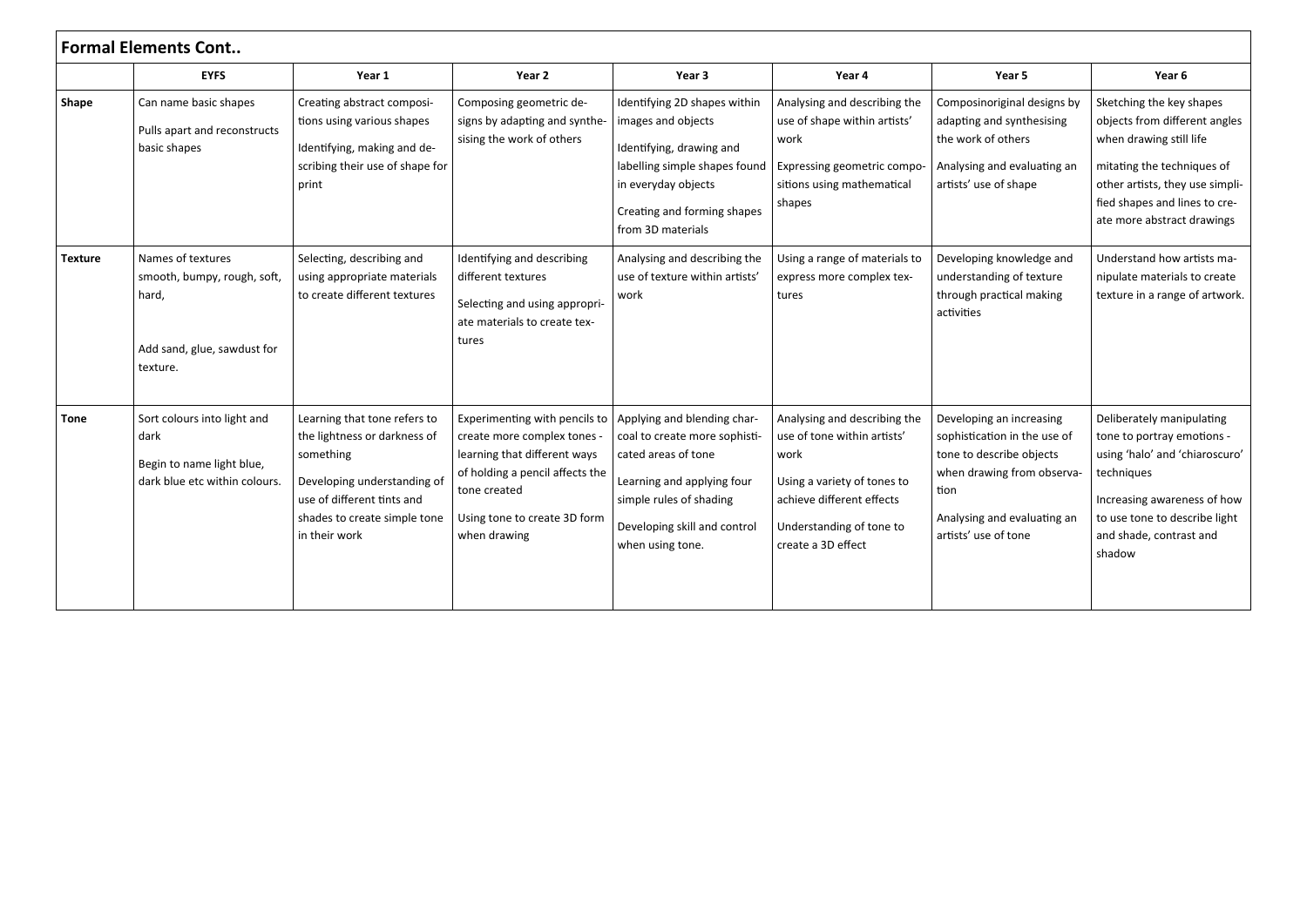## Formal Elements Cont..

| | EYFS | Year 1 | Year 2 | Year 3 | Year 4 | Year 5 | Year 6 |
|---|---|---|---|---|---|---|---|
| **Shape** | Can name basic shapes<br><br>Pulls apart and reconstructs basic shapes | Creating abstract compositions using various shapes<br><br>Identifying, making and describing their use of shape for print | Composing geometric designs by adapting and synthesising the work of others | Identifying 2D shapes within images and objects<br><br>Identifying, drawing and labelling simple shapes found in everyday objects<br><br>Creating and forming shapes from 3D materials | Analysing and describing the use of shape within artists' work<br><br>Expressing geometric compositions using mathematical shapes | Composinoriginal designs by adapting and synthesising the work of others<br><br>Analysing and evaluating an artists' use of shape | Sketching the key shapes objects from different angles when drawing still life<br><br>mitating the techniques of other artists, they use simplified shapes and lines to create more abstract drawings |
| **Texture** | Names of textures smooth, bumpy, rough, soft, hard,<br><br>Add sand, glue, sawdust for texture. | Selecting, describing and using appropriate materials to create different textures | Identifying and describing different textures<br><br>Selecting and using appropriate materials to create textures | Analysing and describing the use of texture within artists' work | Using a range of materials to express more complex textures | Developing knowledge and understanding of texture through practical making activities | Understand how artists manipulate materials to create texture in a range of artwork. |
| **Tone** | Sort colours into light and dark<br><br>Begin to name light blue, dark blue etc within colours. | Learning that tone refers to the lightness or darkness of something<br><br>Developing understanding of use of different tints and shades to create simple tone in their work | Experimenting with pencils to create more complex tones - learning that different ways of holding a pencil affects the tone created<br><br>Using tone to create 3D form when drawing | Applying and blending charcoal to create more sophisticated areas of tone<br><br>Learning and applying four simple rules of shading<br><br>Developing skill and control when using tone. | Analysing and describing the use of tone within artists' work<br><br>Using a variety of tones to achieve different effects<br><br>Understanding of tone to create a 3D effect | Developing an increasing sophistication in the use of tone to describe objects when drawing from observation<br><br>Analysing and evaluating an artists' use of tone | Deliberately manipulating tone to portray emotions - using 'halo' and 'chiaroscuro' techniques<br><br>Increasing awareness of how to use tone to describe light and shade, contrast and shadow |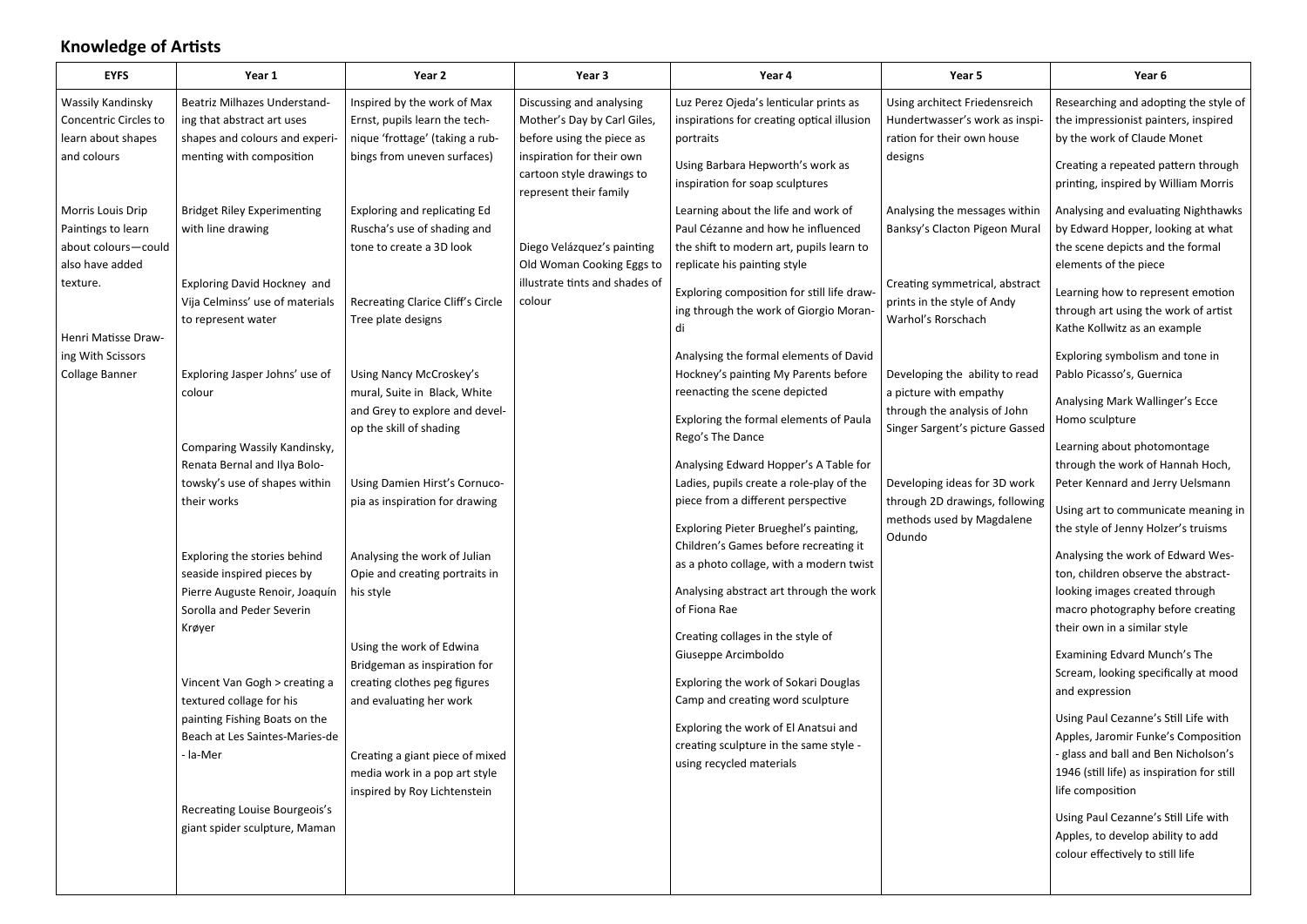## Knowledge of Artists

| EYFS | Year 1 | Year 2 | Year 3 | Year 4 | Year 5 | Year 6 |
|---|---|---|---|---|---|---|
| Wassily Kandinsky Concentric Circles to learn about shapes and colours<br><br>Morris Louis Drip Paintings to learn about colours—could also have added texture.<br><br>Henri Matisse Drawing With Scissors Collage Banner | Beatriz Milhazes Understanding that abstract art uses shapes and colours and experimenting with composition<br><br>Bridget Riley Experimenting with line drawing<br><br>Exploring David Hockney and Vija Celminss' use of materials to represent water<br><br>Exploring Jasper Johns' use of colour<br><br>Comparing Wassily Kandinsky, Renata Bernal and Ilya Bolotowsky's use of shapes within their works<br><br>Exploring the stories behind seaside inspired pieces by Pierre Auguste Renoir, Joaquín Sorolla and Peder Severin Krøyer<br><br>Vincent Van Gogh > creating a textured collage for his painting Fishing Boats on the Beach at Les Saintes-Maries-de - la-Mer<br><br>Recreating Louise Bourgeois's giant spider sculpture, Maman | Inspired by the work of Max Ernst, pupils learn the technique 'frottage' (taking a rubbings from uneven surfaces)<br><br>Exploring and replicating Ed Ruscha's use of shading and tone to create a 3D look<br><br>Recreating Clarice Cliff's Circle Tree plate designs<br><br>Using Nancy McCroskey's mural, Suite in Black, White and Grey to explore and develop the skill of shading<br><br>Using Damien Hirst's Cornucopia as inspiration for drawing<br><br>Analysing the work of Julian Opie and creating portraits in his style<br><br>Using the work of Edwina Bridgeman as inspiration for creating clothes peg figures and evaluating her work<br><br>Creating a giant piece of mixed media work in a pop art style inspired by Roy Lichtenstein | Discussing and analysing Mother's Day by Carl Giles, before using the piece as inspiration for their own cartoon style drawings to represent their family<br><br>Diego Velázquez's painting Old Woman Cooking Eggs to illustrate tints and shades of colour | Luz Perez Ojeda's lenticular prints as inspirations for creating optical illusion portraits<br><br>Using Barbara Hepworth's work as inspiration for soap sculptures<br><br>Learning about the life and work of Paul Cézanne and how he influenced the shift to modern art, pupils learn to replicate his painting style<br><br>Exploring composition for still life drawing through the work of Giorgio Morandi<br><br>Analysing the formal elements of David Hockney's painting My Parents before reenacting the scene depicted<br><br>Exploring the formal elements of Paula Rego's The Dance<br><br>Analysing Edward Hopper's A Table for Ladies, pupils create a role-play of the piece from a different perspective<br><br>Exploring Pieter Brueghel's painting, Children's Games before recreating it as a photo collage, with a modern twist<br><br>Analysing abstract art through the work of Fiona Rae<br><br>Creating collages in the style of Giuseppe Arcimboldo<br><br>Exploring the work of Sokari Douglas Camp and creating word sculpture<br><br>Exploring the work of El Anatsui and creating sculpture in the same style - using recycled materials | Using architect Friedensreich Hundertwasser's work as inspiration for their own house designs<br><br>Analysing the messages within Banksy's Clacton Pigeon Mural<br><br>Creating symmetrical, abstract prints in the style of Andy Warhol's Rorschach<br><br>Developing the ability to read a picture with empathy through the analysis of John Singer Sargent's picture Gassed<br><br>Developing ideas for 3D work through 2D drawings, following methods used by Magdalene Odundo | Researching and adopting the style of the impressionist painters, inspired by the work of Claude Monet<br><br>Creating a repeated pattern through printing, inspired by William Morris<br><br>Analysing and evaluating Nighthawks by Edward Hopper, looking at what the scene depicts and the formal elements of the piece<br><br>Learning how to represent emotion through art using the work of artist Kathe Kollwitz as an example<br><br>Exploring symbolism and tone in Pablo Picasso's, Guernica<br><br>Analysing Mark Wallinger's Ecce Homo sculpture<br><br>Learning about photomontage through the work of Hannah Hoch, Peter Kennard and Jerry Uelsmann<br><br>Using art to communicate meaning in the style of Jenny Holzer's truisms<br><br>Analysing the work of Edward Weston, children observe the abstract-looking images created through macro photography before creating their own in a similar style<br><br>Examining Edvard Munch's The Scream, looking specifically at mood and expression<br><br>Using Paul Cezanne's Still Life with Apples, Jaromir Funke's Composition - glass and ball and Ben Nicholson's 1946 (still life) as inspiration for still life composition<br><br>Using Paul Cezanne's Still Life with Apples, to develop ability to add colour effectively to still life |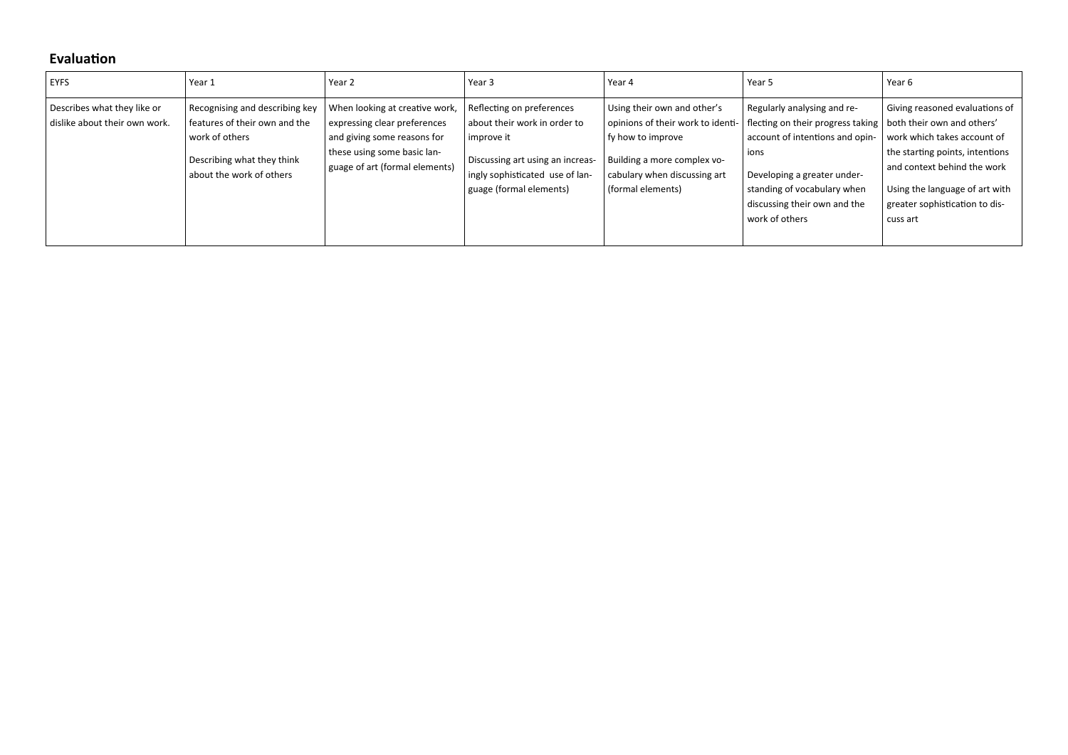## Evaluation

| EYFS | Year 1 | Year 2 | Year 3 | Year 4 | Year 5 | Year 6 |
|---|---|---|---|---|---|---|
| Describes what they like or dislike about their own work. | Recognising and describing key features of their own and the work of others<br><br>Describing what they think about the work of others | When looking at creative work, expressing clear preferences and giving some reasons for these using some basic language of art (formal elements) | Reflecting on preferences about their work in order to improve it<br><br>Discussing art using an increasingly sophisticated use of language (formal elements) | Using their own and other's opinions of their work to identify how to improve<br><br>Building a more complex vocabulary when discussing art (formal elements) | Regularly analysing and reflecting on their progress taking account of intentions and opinions<br><br>Developing a greater understanding of vocabulary when discussing their own and the work of others | Giving reasoned evaluations of both their own and others' work which takes account of the starting points, intentions and context behind the work<br><br>Using the language of art with greater sophistication to discuss art |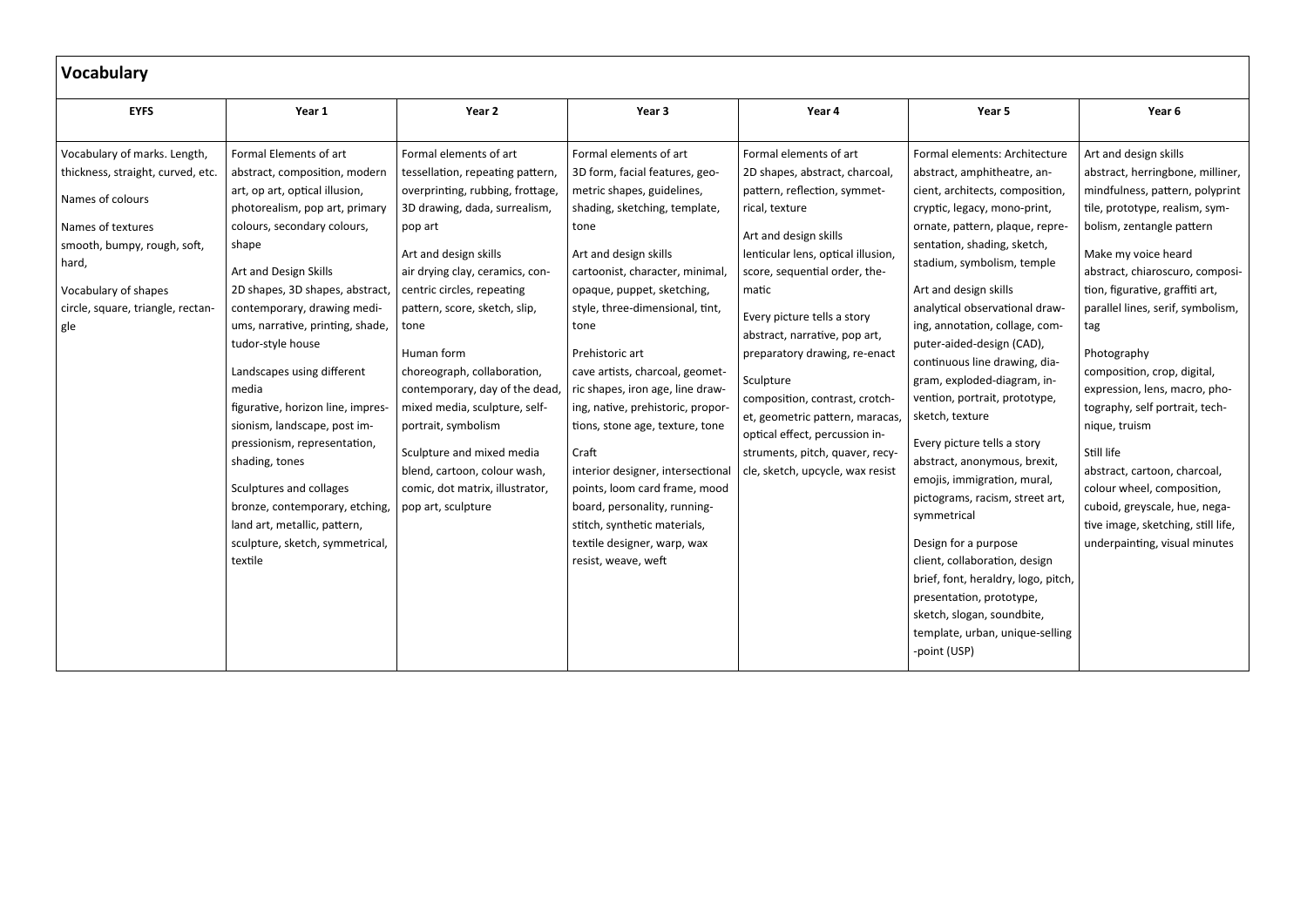## Vocabulary

| EYFS | Year 1 | Year 2 | Year 3 | Year 4 | Year 5 | Year 6 |
|---|---|---|---|---|---|---|
| Vocabulary of marks. Length, thickness, straight, curved, etc.<br><br>Names of colours<br><br>Names of textures<br>smooth, bumpy, rough, soft, hard,<br><br>Vocabulary of shapes<br>circle, square, triangle, rectangle | Formal Elements of art<br>abstract, composition, modern art, op art, optical illusion, photorealism, pop art, primary colours, secondary colours, shape<br><br>Art and Design Skills<br>2D shapes, 3D shapes, abstract, contemporary, drawing mediums, narrative, printing, shade, tudor-style house<br><br>Landscapes using different media<br>figurative, horizon line, impressionism, landscape, post impressionism, representation, shading, tones<br><br>Sculptures and collages<br>bronze, contemporary, etching, land art, metallic, pattern, sculpture, sketch, symmetrical, textile | Formal elements of art<br>tessellation, repeating pattern, overprinting, rubbing, frottage, 3D drawing, dada, surrealism, pop art<br><br>Art and design skills<br>air drying clay, ceramics, concentric circles, repeating pattern, score, sketch, slip, tone<br><br>Human form<br>choreograph, collaboration, contemporary, day of the dead, mixed media, sculpture, self-portrait, symbolism<br><br>Sculpture and mixed media<br>blend, cartoon, colour wash, comic, dot matrix, illustrator, pop art, sculpture | Formal elements of art<br>3D form, facial features, geometric shapes, guidelines, shading, sketching, template, tone<br><br>Art and design skills<br>cartoonist, character, minimal, opaque, puppet, sketching, style, three-dimensional, tint, tone<br><br>Prehistoric art<br>cave artists, charcoal, geometric shapes, iron age, line drawing, native, prehistoric, proportions, stone age, texture, tone<br><br>Craft<br>interior designer, intersectional points, loom card frame, mood board, personality, running-stitch, synthetic materials, textile designer, warp, wax resist, weave, weft | Formal elements of art<br>2D shapes, abstract, charcoal, pattern, reflection, symmetrical, texture<br><br>Art and design skills<br>lenticular lens, optical illusion, score, sequential order, thematic<br><br>Every picture tells a story<br>abstract, narrative, pop art, preparatory drawing, re-enact<br><br>Sculpture<br>composition, contrast, crotchet, geometric pattern, maracas, optical effect, percussion instruments, pitch, quaver, recycle, sketch, upcycle, wax resist | Formal elements: Architecture<br>abstract, amphitheatre, ancient, architects, composition, cryptic, legacy, mono-print, ornate, pattern, plaque, representation, shading, sketch, stadium, symbolism, temple<br><br>Art and design skills<br>analytical observational drawing, annotation, collage, computer-aided-design (CAD), continuous line drawing, diagram, exploded-diagram, invention, portrait, prototype, sketch, texture<br><br>Every picture tells a story<br>abstract, anonymous, brexit, emojis, immigration, mural, pictograms, racism, street art, symmetrical<br><br>Design for a purpose<br>client, collaboration, design brief, font, heraldry, logo, pitch, presentation, prototype, sketch, slogan, soundbite, template, urban, unique-selling-point (USP) | Art and design skills<br>abstract, herringbone, milliner, mindfulness, pattern, polyprint tile, prototype, realism, symbolism, zentangle pattern<br><br>Make my voice heard<br>abstract, chiaroscuro, composition, figurative, graffiti art, parallel lines, serif, symbolism, tag<br><br>Photography<br>composition, crop, digital, expression, lens, macro, photography, self portrait, technique, truism<br><br>Still life<br>abstract, cartoon, charcoal, colour wheel, composition, cuboid, greyscale, hue, negative image, sketching, still life, underpainting, visual minutes |